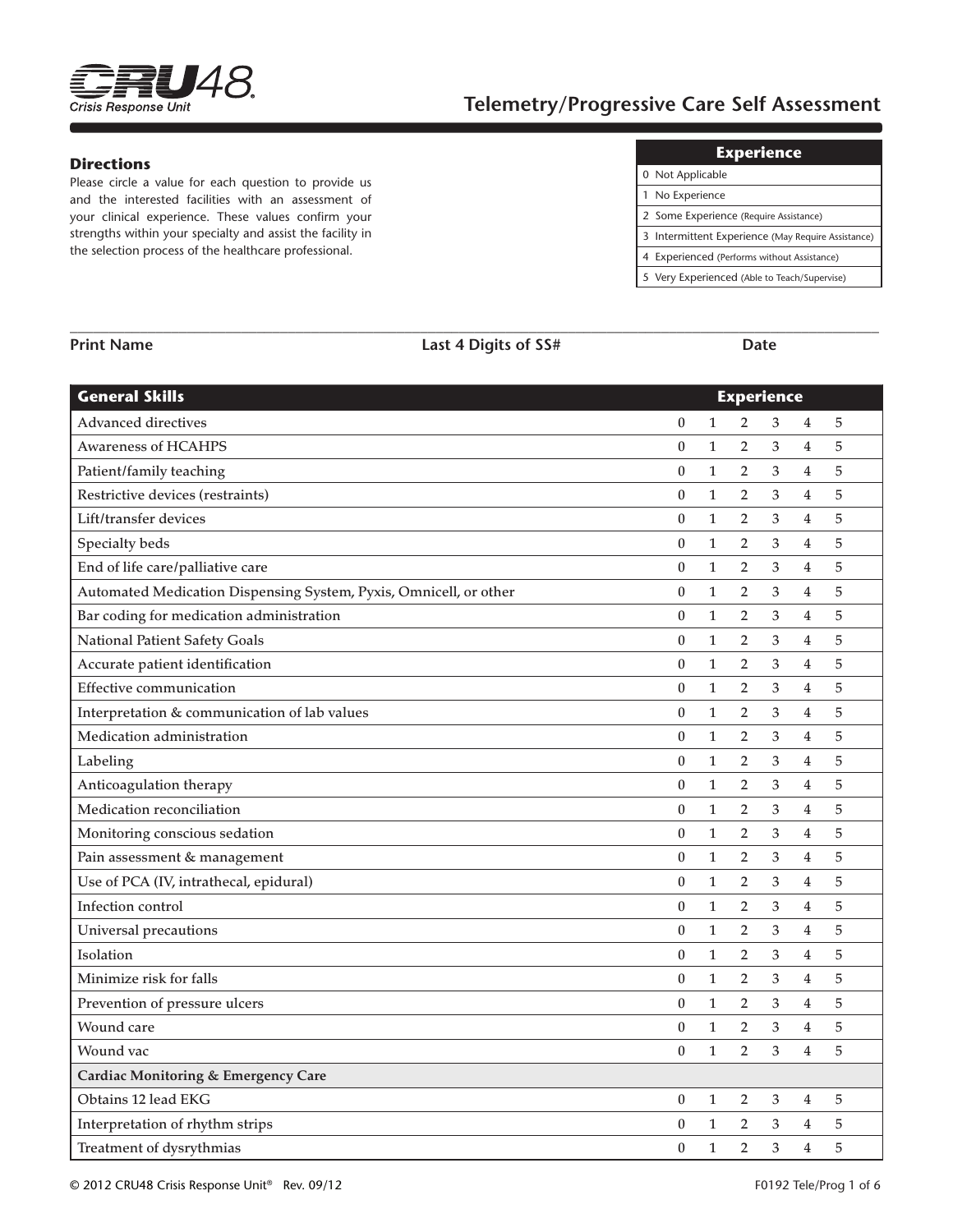CRU48® Crisis Response Unit

# Telemetry/Progressive Care Self Assessment

## Directions

Please circle a value for each question to provide us and the interested facilities with an assessment of your clinical experience. These values confirm your strengths within your specialty and assist the facility in the selection process of the healthcare professional.

| Experience |
|---|
| 0 Not Applicable |
| 1 No Experience |
| 2 Some Experience (Require Assistance) |
| 3 Intermittent Experience (May Require Assistance) |
| 4 Experienced (Performs without Assistance) |
| 5 Very Experienced (Able to Teach/Supervise) |

**Print Name** ______________________ **Last 4 Digits of SS#** __________ **Date** __________

| General Skills | Experience | | | | | |
|---|---|---|---|---|---|---|
| Advanced directives | 0 | 1 | 2 | 3 | 4 | 5 |
| Awareness of HCAHPS | 0 | 1 | 2 | 3 | 4 | 5 |
| Patient/family teaching | 0 | 1 | 2 | 3 | 4 | 5 |
| Restrictive devices (restraints) | 0 | 1 | 2 | 3 | 4 | 5 |
| Lift/transfer devices | 0 | 1 | 2 | 3 | 4 | 5 |
| Specialty beds | 0 | 1 | 2 | 3 | 4 | 5 |
| End of life care/palliative care | 0 | 1 | 2 | 3 | 4 | 5 |
| Automated Medication Dispensing System, Pyxis, Omnicell, or other | 0 | 1 | 2 | 3 | 4 | 5 |
| Bar coding for medication administration | 0 | 1 | 2 | 3 | 4 | 5 |
| National Patient Safety Goals | 0 | 1 | 2 | 3 | 4 | 5 |
| Accurate patient identification | 0 | 1 | 2 | 3 | 4 | 5 |
| Effective communication | 0 | 1 | 2 | 3 | 4 | 5 |
| Interpretation & communication of lab values | 0 | 1 | 2 | 3 | 4 | 5 |
| Medication administration | 0 | 1 | 2 | 3 | 4 | 5 |
| Labeling | 0 | 1 | 2 | 3 | 4 | 5 |
| Anticoagulation therapy | 0 | 1 | 2 | 3 | 4 | 5 |
| Medication reconciliation | 0 | 1 | 2 | 3 | 4 | 5 |
| Monitoring conscious sedation | 0 | 1 | 2 | 3 | 4 | 5 |
| Pain assessment & management | 0 | 1 | 2 | 3 | 4 | 5 |
| Use of PCA (IV, intrathecal, epidural) | 0 | 1 | 2 | 3 | 4 | 5 |
| Infection control | 0 | 1 | 2 | 3 | 4 | 5 |
| Universal precautions | 0 | 1 | 2 | 3 | 4 | 5 |
| Isolation | 0 | 1 | 2 | 3 | 4 | 5 |
| Minimize risk for falls | 0 | 1 | 2 | 3 | 4 | 5 |
| Prevention of pressure ulcers | 0 | 1 | 2 | 3 | 4 | 5 |
| Wound care | 0 | 1 | 2 | 3 | 4 | 5 |
| Wound vac | 0 | 1 | 2 | 3 | 4 | 5 |
| **Cardiac Monitoring & Emergency Care** | | | | | | |
| Obtains 12 lead EKG | 0 | 1 | 2 | 3 | 4 | 5 |
| Interpretation of rhythm strips | 0 | 1 | 2 | 3 | 4 | 5 |
| Treatment of dysrythmias | 0 | 1 | 2 | 3 | 4 | 5 |

© 2012 CRU48 Crisis Response Unit® Rev. 09/12 F0192 Tele/Prog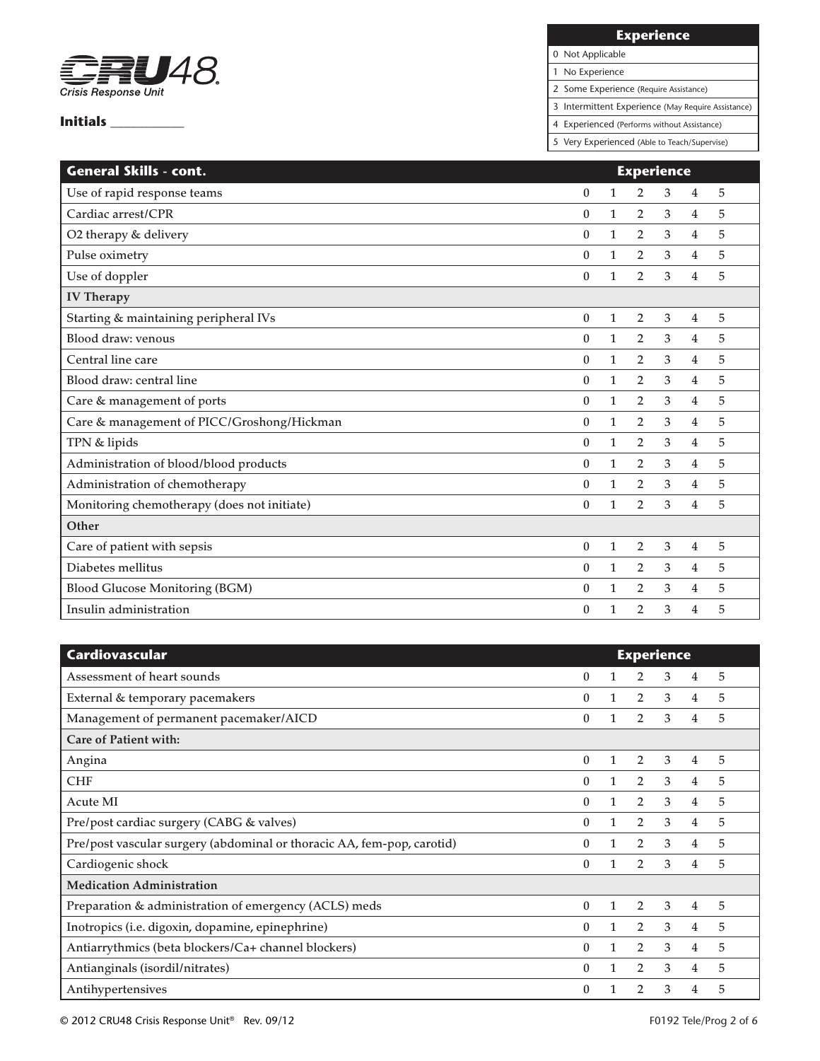**CRU48** Crisis Response Unit

**Initials** ___________

| Experience |
| --- |
| 0 Not Applicable |
| 1 No Experience |
| 2 Some Experience (Require Assistance) |
| 3 Intermittent Experience (May Require Assistance) |
| 4 Experienced (Performs without Assistance) |
| 5 Very Experienced (Able to Teach/Supervise) |

| General Skills - cont. | Experience | | | | | |
| --- | --- | --- | --- | --- | --- | --- |
| Use of rapid response teams | 0 | 1 | 2 | 3 | 4 | 5 |
| Cardiac arrest/CPR | 0 | 1 | 2 | 3 | 4 | 5 |
| O2 therapy & delivery | 0 | 1 | 2 | 3 | 4 | 5 |
| Pulse oximetry | 0 | 1 | 2 | 3 | 4 | 5 |
| Use of doppler | 0 | 1 | 2 | 3 | 4 | 5 |
| **IV Therapy** | | | | | | |
| Starting & maintaining peripheral IVs | 0 | 1 | 2 | 3 | 4 | 5 |
| Blood draw: venous | 0 | 1 | 2 | 3 | 4 | 5 |
| Central line care | 0 | 1 | 2 | 3 | 4 | 5 |
| Blood draw: central line | 0 | 1 | 2 | 3 | 4 | 5 |
| Care & management of ports | 0 | 1 | 2 | 3 | 4 | 5 |
| Care & management of PICC/Groshong/Hickman | 0 | 1 | 2 | 3 | 4 | 5 |
| TPN & lipids | 0 | 1 | 2 | 3 | 4 | 5 |
| Administration of blood/blood products | 0 | 1 | 2 | 3 | 4 | 5 |
| Administration of chemotherapy | 0 | 1 | 2 | 3 | 4 | 5 |
| Monitoring chemotherapy (does not initiate) | 0 | 1 | 2 | 3 | 4 | 5 |
| **Other** | | | | | | |
| Care of patient with sepsis | 0 | 1 | 2 | 3 | 4 | 5 |
| Diabetes mellitus | 0 | 1 | 2 | 3 | 4 | 5 |
| Blood Glucose Monitoring (BGM) | 0 | 1 | 2 | 3 | 4 | 5 |
| Insulin administration | 0 | 1 | 2 | 3 | 4 | 5 |

| Cardiovascular | Experience | | | | | |
| --- | --- | --- | --- | --- | --- | --- |
| Assessment of heart sounds | 0 | 1 | 2 | 3 | 4 | 5 |
| External & temporary pacemakers | 0 | 1 | 2 | 3 | 4 | 5 |
| Management of permanent pacemaker/AICD | 0 | 1 | 2 | 3 | 4 | 5 |
| **Care of Patient with:** | | | | | | |
| Angina | 0 | 1 | 2 | 3 | 4 | 5 |
| CHF | 0 | 1 | 2 | 3 | 4 | 5 |
| Acute MI | 0 | 1 | 2 | 3 | 4 | 5 |
| Pre/post cardiac surgery (CABG & valves) | 0 | 1 | 2 | 3 | 4 | 5 |
| Pre/post vascular surgery (abdominal or thoracic AA, fem-pop, carotid) | 0 | 1 | 2 | 3 | 4 | 5 |
| Cardiogenic shock | 0 | 1 | 2 | 3 | 4 | 5 |
| **Medication Administration** | | | | | | |
| Preparation & administration of emergency (ACLS) meds | 0 | 1 | 2 | 3 | 4 | 5 |
| Inotropics (i.e. digoxin, dopamine, epinephrine) | 0 | 1 | 2 | 3 | 4 | 5 |
| Antiarrythmics (beta blockers/Ca+ channel blockers) | 0 | 1 | 2 | 3 | 4 | 5 |
| Antianginals (isordil/nitrates) | 0 | 1 | 2 | 3 | 4 | 5 |
| Antihypertensives | 0 | 1 | 2 | 3 | 4 | 5 |

© 2012 CRU48 Crisis Response Unit® Rev. 09/12 F0192 Tele/Prog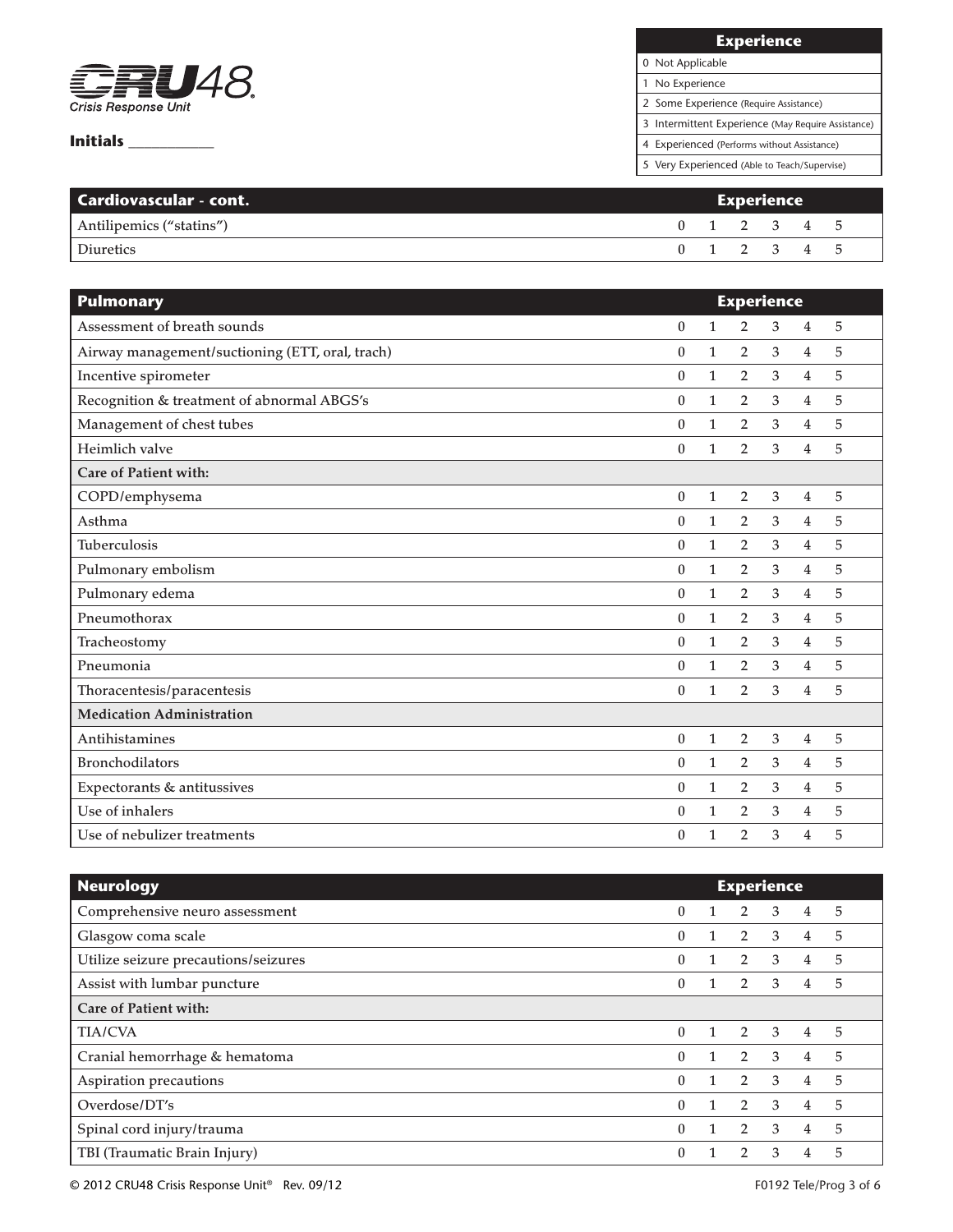**CRU48 Crisis Response Unit**

**Initials** ___________

| Experience |
|---|
| 0 Not Applicable |
| 1 No Experience |
| 2 Some Experience (Require Assistance) |
| 3 Intermittent Experience (May Require Assistance) |
| 4 Experienced (Performs without Assistance) |
| 5 Very Experienced (Able to Teach/Supervise) |

| Cardiovascular - cont. | Experience | | | | | |
|---|---|---|---|---|---|---|
| Antilipemics ("statins") | 0 | 1 | 2 | 3 | 4 | 5 |
| Diuretics | 0 | 1 | 2 | 3 | 4 | 5 |

| Pulmonary | Experience | | | | | |
|---|---|---|---|---|---|---|
| Assessment of breath sounds | 0 | 1 | 2 | 3 | 4 | 5 |
| Airway management/suctioning (ETT, oral, trach) | 0 | 1 | 2 | 3 | 4 | 5 |
| Incentive spirometer | 0 | 1 | 2 | 3 | 4 | 5 |
| Recognition & treatment of abnormal ABGS's | 0 | 1 | 2 | 3 | 4 | 5 |
| Management of chest tubes | 0 | 1 | 2 | 3 | 4 | 5 |
| Heimlich valve | 0 | 1 | 2 | 3 | 4 | 5 |
| **Care of Patient with:** | | | | | | |
| COPD/emphysema | 0 | 1 | 2 | 3 | 4 | 5 |
| Asthma | 0 | 1 | 2 | 3 | 4 | 5 |
| Tuberculosis | 0 | 1 | 2 | 3 | 4 | 5 |
| Pulmonary embolism | 0 | 1 | 2 | 3 | 4 | 5 |
| Pulmonary edema | 0 | 1 | 2 | 3 | 4 | 5 |
| Pneumothorax | 0 | 1 | 2 | 3 | 4 | 5 |
| Tracheostomy | 0 | 1 | 2 | 3 | 4 | 5 |
| Pneumonia | 0 | 1 | 2 | 3 | 4 | 5 |
| Thoracentesis/paracentesis | 0 | 1 | 2 | 3 | 4 | 5 |
| **Medication Administration** | | | | | | |
| Antihistamines | 0 | 1 | 2 | 3 | 4 | 5 |
| Bronchodilators | 0 | 1 | 2 | 3 | 4 | 5 |
| Expectorants & antitussives | 0 | 1 | 2 | 3 | 4 | 5 |
| Use of inhalers | 0 | 1 | 2 | 3 | 4 | 5 |
| Use of nebulizer treatments | 0 | 1 | 2 | 3 | 4 | 5 |

| Neurology | Experience | | | | | |
|---|---|---|---|---|---|---|
| Comprehensive neuro assessment | 0 | 1 | 2 | 3 | 4 | 5 |
| Glasgow coma scale | 0 | 1 | 2 | 3 | 4 | 5 |
| Utilize seizure precautions/seizures | 0 | 1 | 2 | 3 | 4 | 5 |
| Assist with lumbar puncture | 0 | 1 | 2 | 3 | 4 | 5 |
| **Care of Patient with:** | | | | | | |
| TIA/CVA | 0 | 1 | 2 | 3 | 4 | 5 |
| Cranial hemorrhage & hematoma | 0 | 1 | 2 | 3 | 4 | 5 |
| Aspiration precautions | 0 | 1 | 2 | 3 | 4 | 5 |
| Overdose/DT's | 0 | 1 | 2 | 3 | 4 | 5 |
| Spinal cord injury/trauma | 0 | 1 | 2 | 3 | 4 | 5 |
| TBI (Traumatic Brain Injury) | 0 | 1 | 2 | 3 | 4 | 5 |

© 2012 CRU48 Crisis Response Unit® Rev. 09/12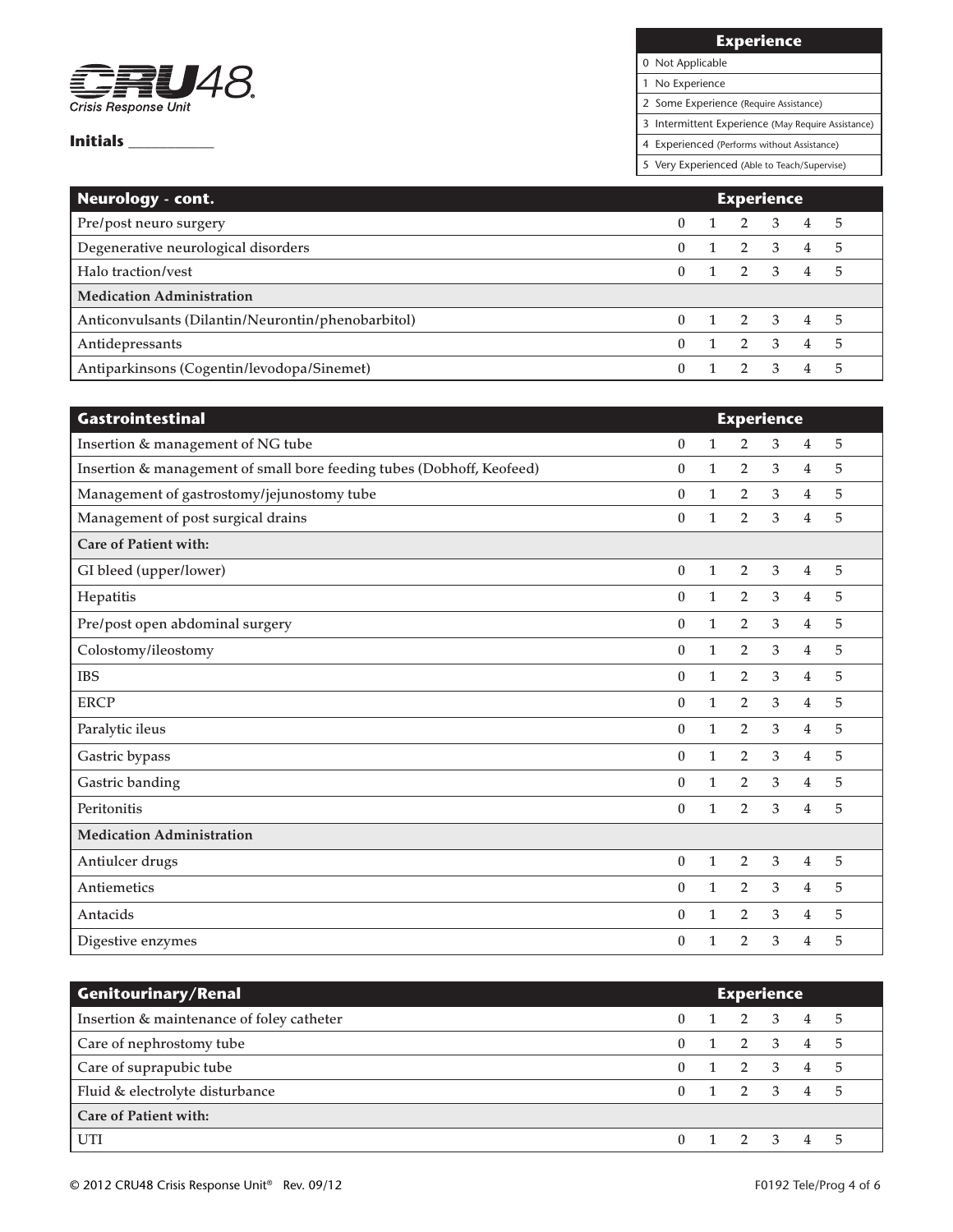**CRU48**
*Crisis Response Unit*

**Initials** ___________

| Experience |
|---|
| 0 Not Applicable |
| 1 No Experience |
| 2 Some Experience (Require Assistance) |
| 3 Intermittent Experience (May Require Assistance) |
| 4 Experienced (Performs without Assistance) |
| 5 Very Experienced (Able to Teach/Supervise) |

| Neurology - cont. | Experience | | | | | |
|---|---|---|---|---|---|---|
| Pre/post neuro surgery | 0 | 1 | 2 | 3 | 4 | 5 |
| Degenerative neurological disorders | 0 | 1 | 2 | 3 | 4 | 5 |
| Halo traction/vest | 0 | 1 | 2 | 3 | 4 | 5 |
| **Medication Administration** | | | | | | |
| Anticonvulsants (Dilantin/Neurontin/phenobarbitol) | 0 | 1 | 2 | 3 | 4 | 5 |
| Antidepressants | 0 | 1 | 2 | 3 | 4 | 5 |
| Antiparkinsons (Cogentin/levodopa/Sinemet) | 0 | 1 | 2 | 3 | 4 | 5 |

| Gastrointestinal | Experience | | | | | |
|---|---|---|---|---|---|---|
| Insertion & management of NG tube | 0 | 1 | 2 | 3 | 4 | 5 |
| Insertion & management of small bore feeding tubes (Dobhoff, Keofeed) | 0 | 1 | 2 | 3 | 4 | 5 |
| Management of gastrostomy/jejunostomy tube | 0 | 1 | 2 | 3 | 4 | 5 |
| Management of post surgical drains | 0 | 1 | 2 | 3 | 4 | 5 |
| **Care of Patient with:** | | | | | | |
| GI bleed (upper/lower) | 0 | 1 | 2 | 3 | 4 | 5 |
| Hepatitis | 0 | 1 | 2 | 3 | 4 | 5 |
| Pre/post open abdominal surgery | 0 | 1 | 2 | 3 | 4 | 5 |
| Colostomy/ileostomy | 0 | 1 | 2 | 3 | 4 | 5 |
| IBS | 0 | 1 | 2 | 3 | 4 | 5 |
| ERCP | 0 | 1 | 2 | 3 | 4 | 5 |
| Paralytic ileus | 0 | 1 | 2 | 3 | 4 | 5 |
| Gastric bypass | 0 | 1 | 2 | 3 | 4 | 5 |
| Gastric banding | 0 | 1 | 2 | 3 | 4 | 5 |
| Peritonitis | 0 | 1 | 2 | 3 | 4 | 5 |
| **Medication Administration** | | | | | | |
| Antiulcer drugs | 0 | 1 | 2 | 3 | 4 | 5 |
| Antiemetics | 0 | 1 | 2 | 3 | 4 | 5 |
| Antacids | 0 | 1 | 2 | 3 | 4 | 5 |
| Digestive enzymes | 0 | 1 | 2 | 3 | 4 | 5 |

| Genitourinary/Renal | Experience | | | | | |
|---|---|---|---|---|---|---|
| Insertion & maintenance of foley catheter | 0 | 1 | 2 | 3 | 4 | 5 |
| Care of nephrostomy tube | 0 | 1 | 2 | 3 | 4 | 5 |
| Care of suprapubic tube | 0 | 1 | 2 | 3 | 4 | 5 |
| Fluid & electrolyte disturbance | 0 | 1 | 2 | 3 | 4 | 5 |
| **Care of Patient with:** | | | | | | |
| UTI | 0 | 1 | 2 | 3 | 4 | 5 |

© 2012 CRU48 Crisis Response Unit® Rev. 09/12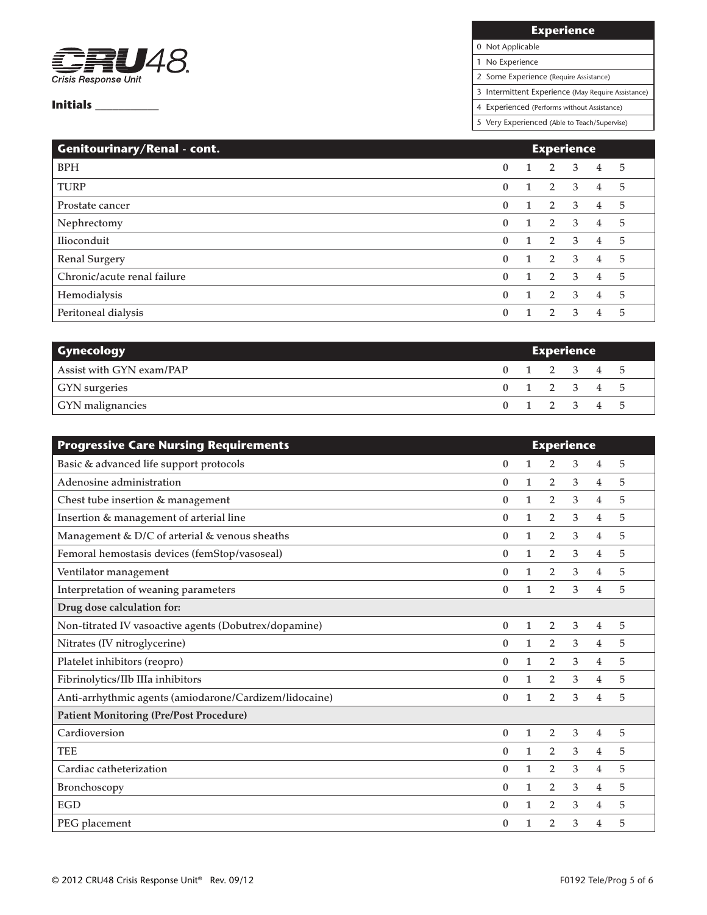**CRU48**
*Crisis Response Unit*

**Initials** ___________

| Experience |
| --- |
| 0 Not Applicable |
| 1 No Experience |
| 2 Some Experience (Require Assistance) |
| 3 Intermittent Experience (May Require Assistance) |
| 4 Experienced (Performs without Assistance) |
| 5 Very Experienced (Able to Teach/Supervise) |

| Genitourinary/Renal - cont. | Experience | | | | | |
| --- | --- | --- | --- | --- | --- | --- |
| BPH | 0 | 1 | 2 | 3 | 4 | 5 |
| TURP | 0 | 1 | 2 | 3 | 4 | 5 |
| Prostate cancer | 0 | 1 | 2 | 3 | 4 | 5 |
| Nephrectomy | 0 | 1 | 2 | 3 | 4 | 5 |
| Ilioconduit | 0 | 1 | 2 | 3 | 4 | 5 |
| Renal Surgery | 0 | 1 | 2 | 3 | 4 | 5 |
| Chronic/acute renal failure | 0 | 1 | 2 | 3 | 4 | 5 |
| Hemodialysis | 0 | 1 | 2 | 3 | 4 | 5 |
| Peritoneal dialysis | 0 | 1 | 2 | 3 | 4 | 5 |

| Gynecology | Experience | | | | | |
| --- | --- | --- | --- | --- | --- | --- |
| Assist with GYN exam/PAP | 0 | 1 | 2 | 3 | 4 | 5 |
| GYN surgeries | 0 | 1 | 2 | 3 | 4 | 5 |
| GYN malignancies | 0 | 1 | 2 | 3 | 4 | 5 |

| Progressive Care Nursing Requirements | Experience | | | | | |
| --- | --- | --- | --- | --- | --- | --- |
| Basic & advanced life support protocols | 0 | 1 | 2 | 3 | 4 | 5 |
| Adenosine administration | 0 | 1 | 2 | 3 | 4 | 5 |
| Chest tube insertion & management | 0 | 1 | 2 | 3 | 4 | 5 |
| Insertion & management of arterial line | 0 | 1 | 2 | 3 | 4 | 5 |
| Management & D/C of arterial & venous sheaths | 0 | 1 | 2 | 3 | 4 | 5 |
| Femoral hemostasis devices (femStop/vasoseal) | 0 | 1 | 2 | 3 | 4 | 5 |
| Ventilator management | 0 | 1 | 2 | 3 | 4 | 5 |
| Interpretation of weaning parameters | 0 | 1 | 2 | 3 | 4 | 5 |
| **Drug dose calculation for:** | | | | | | |
| Non-titrated IV vasoactive agents (Dobutrex/dopamine) | 0 | 1 | 2 | 3 | 4 | 5 |
| Nitrates (IV nitroglycerine) | 0 | 1 | 2 | 3 | 4 | 5 |
| Platelet inhibitors (reopro) | 0 | 1 | 2 | 3 | 4 | 5 |
| Fibrinolytics/IIb IIIa inhibitors | 0 | 1 | 2 | 3 | 4 | 5 |
| Anti-arrhythmic agents (amiodarone/Cardizem/lidocaine) | 0 | 1 | 2 | 3 | 4 | 5 |
| **Patient Monitoring (Pre/Post Procedure)** | | | | | | |
| Cardioversion | 0 | 1 | 2 | 3 | 4 | 5 |
| TEE | 0 | 1 | 2 | 3 | 4 | 5 |
| Cardiac catheterization | 0 | 1 | 2 | 3 | 4 | 5 |
| Bronchoscopy | 0 | 1 | 2 | 3 | 4 | 5 |
| EGD | 0 | 1 | 2 | 3 | 4 | 5 |
| PEG placement | 0 | 1 | 2 | 3 | 4 | 5 |

© 2012 CRU48 Crisis Response Unit® Rev. 09/12 F0192 Tele/Prog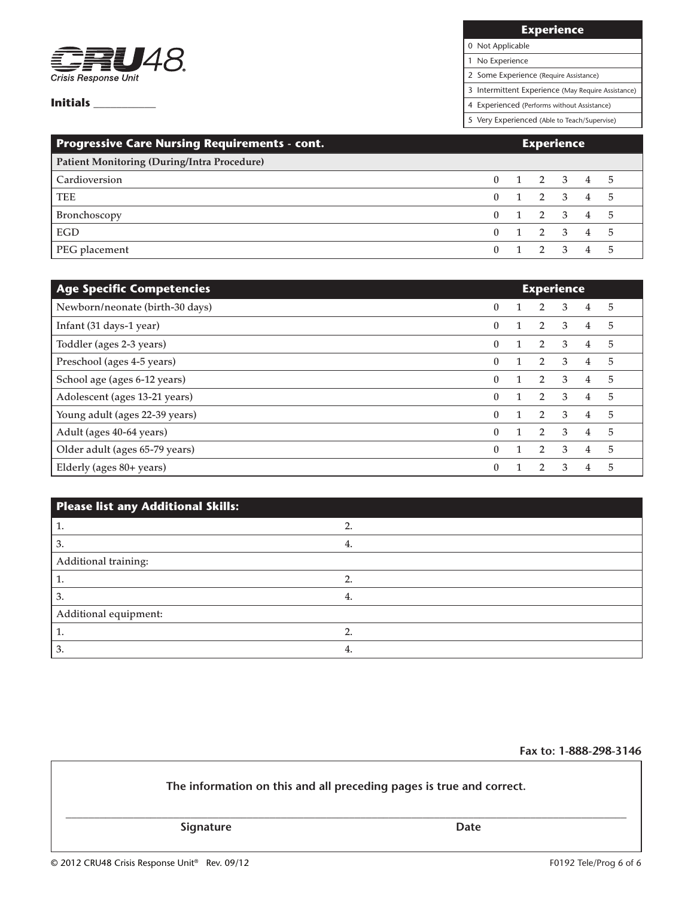CRU48 Crisis Response Unit

**Initials** ___________

| Experience |
|---|
| 0 Not Applicable |
| 1 No Experience |
| 2 Some Experience (Require Assistance) |
| 3 Intermittent Experience (May Require Assistance) |
| 4 Experienced (Performs without Assistance) |
| 5 Very Experienced (Able to Teach/Supervise) |

| Progressive Care Nursing Requirements - cont. | Experience | | | | | |
|---|---|---|---|---|---|---|
| **Patient Monitoring (During/Intra Procedure)** | | | | | | |
| Cardioversion | 0 | 1 | 2 | 3 | 4 | 5 |
| TEE | 0 | 1 | 2 | 3 | 4 | 5 |
| Bronchoscopy | 0 | 1 | 2 | 3 | 4 | 5 |
| EGD | 0 | 1 | 2 | 3 | 4 | 5 |
| PEG placement | 0 | 1 | 2 | 3 | 4 | 5 |

| Age Specific Competencies | Experience | | | | | |
|---|---|---|---|---|---|---|
| Newborn/neonate (birth-30 days) | 0 | 1 | 2 | 3 | 4 | 5 |
| Infant (31 days-1 year) | 0 | 1 | 2 | 3 | 4 | 5 |
| Toddler (ages 2-3 years) | 0 | 1 | 2 | 3 | 4 | 5 |
| Preschool (ages 4-5 years) | 0 | 1 | 2 | 3 | 4 | 5 |
| School age (ages 6-12 years) | 0 | 1 | 2 | 3 | 4 | 5 |
| Adolescent (ages 13-21 years) | 0 | 1 | 2 | 3 | 4 | 5 |
| Young adult (ages 22-39 years) | 0 | 1 | 2 | 3 | 4 | 5 |
| Adult (ages 40-64 years) | 0 | 1 | 2 | 3 | 4 | 5 |
| Older adult (ages 65-79 years) | 0 | 1 | 2 | 3 | 4 | 5 |
| Elderly (ages 80+ years) | 0 | 1 | 2 | 3 | 4 | 5 |

| Please list any Additional Skills: | |
|---|---|
| 1. | 2. |
| 3. | 4. |
| Additional training: | |
| 1. | 2. |
| 3. | 4. |
| Additional equipment: | |
| 1. | 2. |
| 3. | 4. |

**Fax to: 1-888-298-3146**

**The information on this and all preceding pages is true and correct.**

______________________________________________

**Signature** **Date**

© 2012 CRU48 Crisis Response Unit® Rev. 09/12

F0192 Tele/Prog